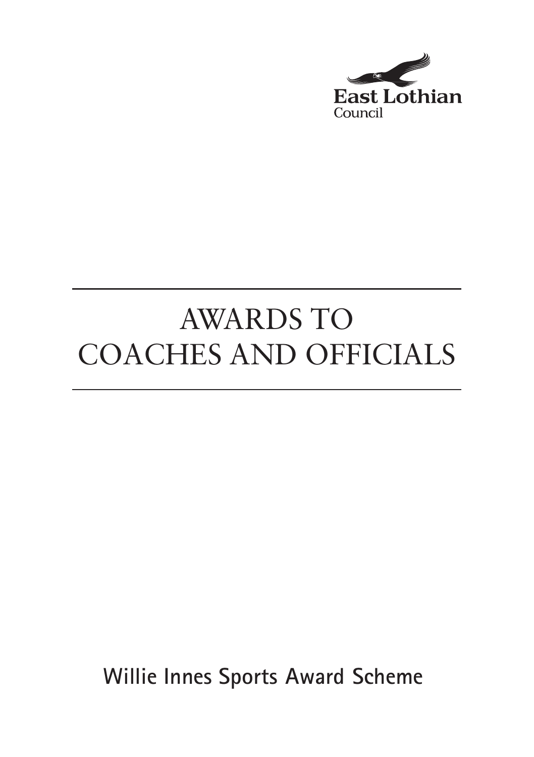East Lothian Council

# AWARDS TO COACHES AND OFFICIALS

**Willie Innes Sports Award Scheme**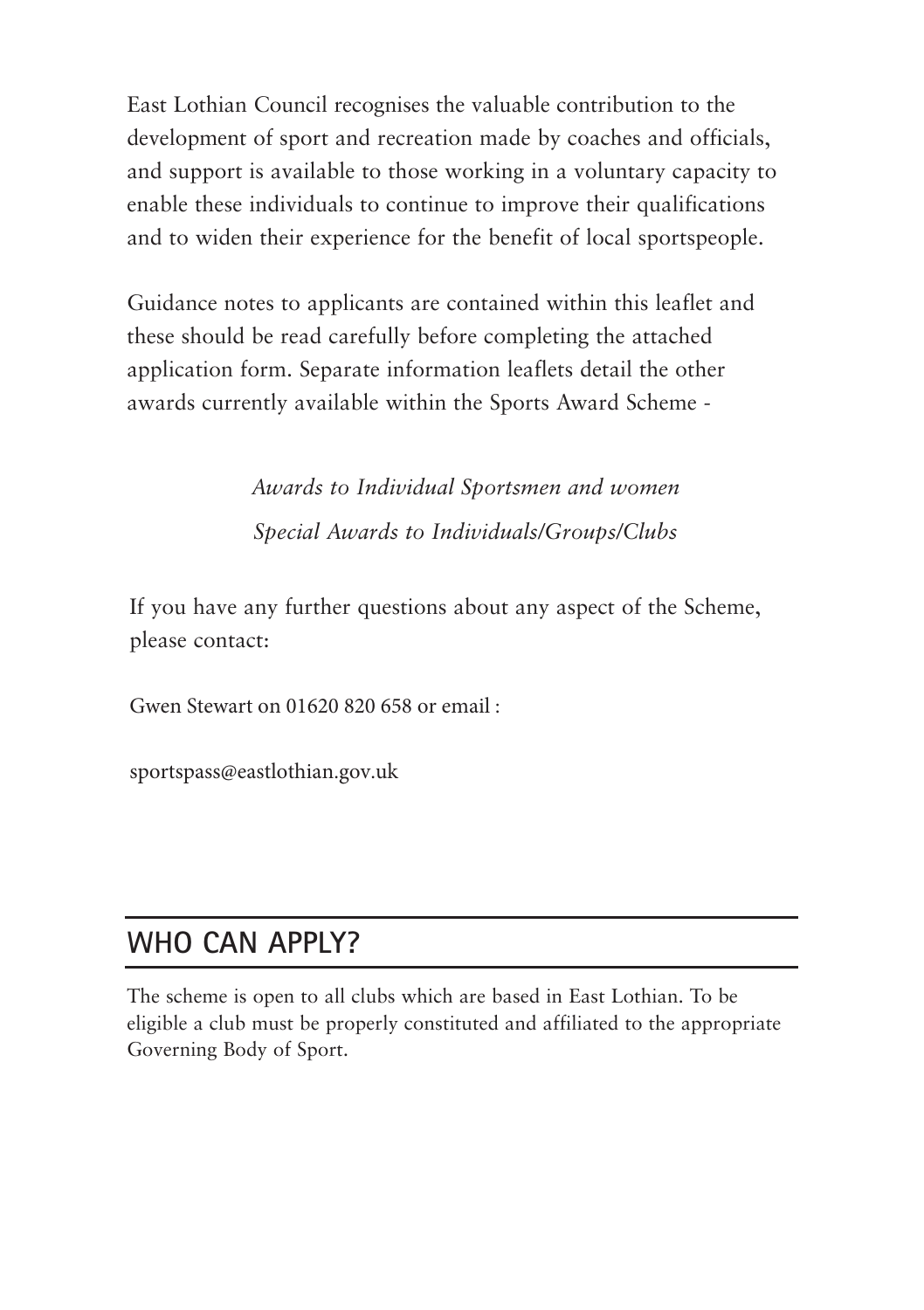East Lothian Council recognises the valuable contribution to the development of sport and recreation made by coaches and officials, and support is available to those working in a voluntary capacity to enable these individuals to continue to improve their qualifications and to widen their experience for the benefit of local sportspeople.

Guidance notes to applicants are contained within this leaflet and these should be read carefully before completing the attached application form. Separate information leaflets detail the other awards currently available within the Sports Award Scheme -

*Awards to Individual Sportsmen and women*

*Special Awards to Individuals/Groups/Clubs*

If you have any further questions about any aspect of the Scheme, please contact:

Gwen Stewart on 01620 820 658 or email :

sportspass@eastlothian.gov.uk

## WHO CAN APPLY?

The scheme is open to all clubs which are based in East Lothian. To be eligible a club must be properly constituted and affiliated to the appropriate Governing Body of Sport.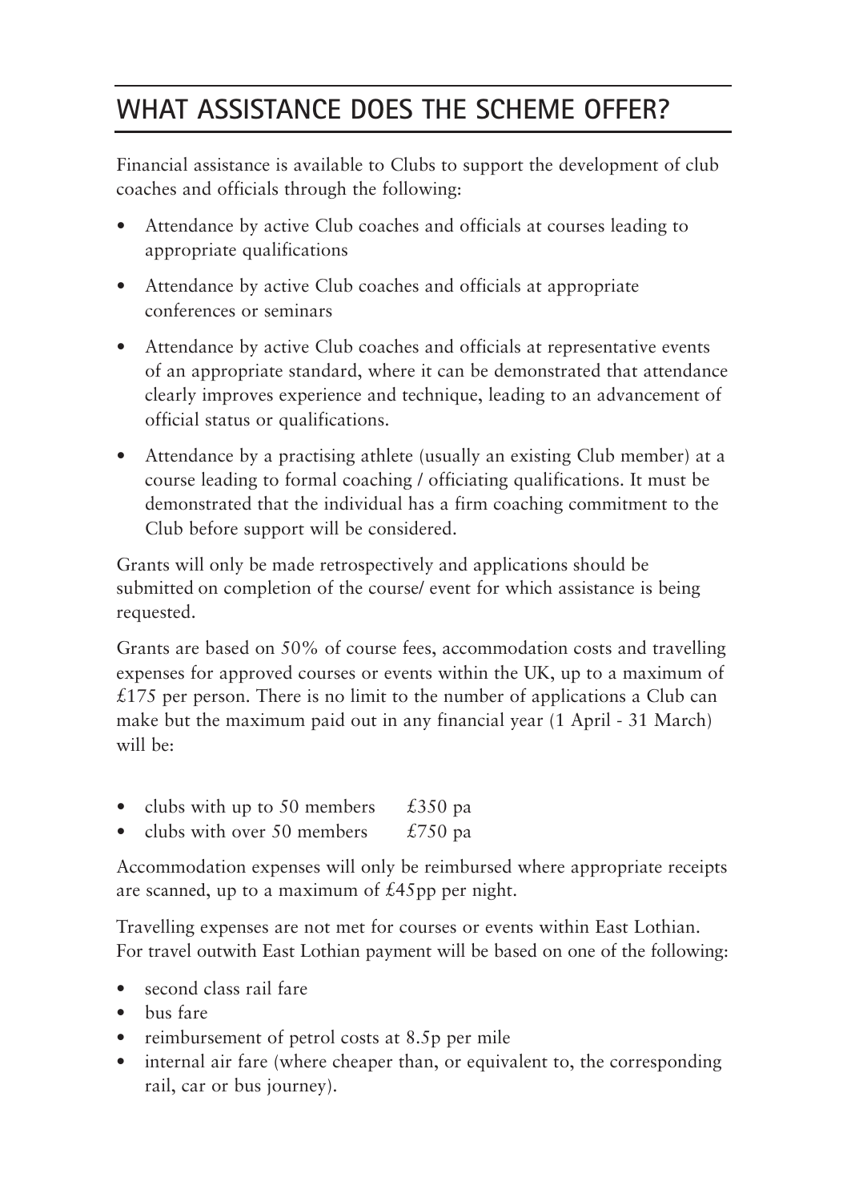## WHAT ASSISTANCE DOES THE SCHEME OFFER?

Financial assistance is available to Clubs to support the development of club coaches and officials through the following:

- Attendance by active Club coaches and officials at courses leading to appropriate qualifications
- Attendance by active Club coaches and officials at appropriate conferences or seminars
- Attendance by active Club coaches and officials at representative events of an appropriate standard, where it can be demonstrated that attendance clearly improves experience and technique, leading to an advancement of official status or qualifications.
- Attendance by a practising athlete (usually an existing Club member) at a course leading to formal coaching / officiating qualifications. It must be demonstrated that the individual has a firm coaching commitment to the Club before support will be considered.

Grants will only be made retrospectively and applications should be submitted on completion of the course/ event for which assistance is being requested.

Grants are based on 50% of course fees, accommodation costs and travelling expenses for approved courses or events within the UK, up to a maximum of £175 per person. There is no limit to the number of applications a Club can make but the maximum paid out in any financial year (1 April - 31 March) will be:

- clubs with up to 50 members £350 pa
- clubs with over 50 members £750 pa

Accommodation expenses will only be reimbursed where appropriate receipts are scanned, up to a maximum of £45pp per night.

Travelling expenses are not met for courses or events within East Lothian. For travel outwith East Lothian payment will be based on one of the following:

- second class rail fare
- bus fare
- reimbursement of petrol costs at 8.5p per mile
- internal air fare (where cheaper than, or equivalent to, the corresponding rail, car or bus journey).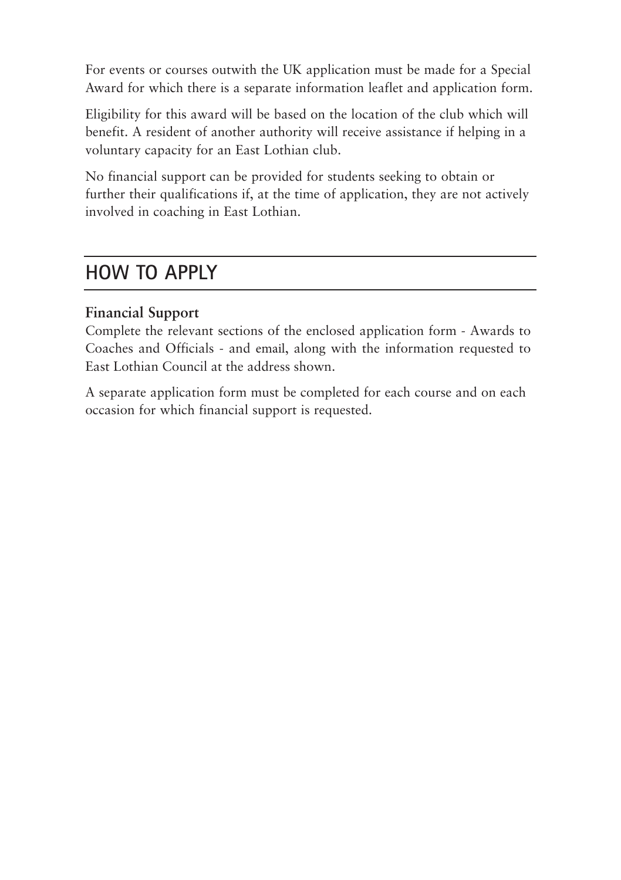For events or courses outwith the UK application must be made for a Special Award for which there is a separate information leaflet and application form.

Eligibility for this award will be based on the location of the club which will benefit. A resident of another authority will receive assistance if helping in a voluntary capacity for an East Lothian club.

No financial support can be provided for students seeking to obtain or further their qualifications if, at the time of application, they are not actively involved in coaching in East Lothian.

## HOW TO APPLY

**Financial Support**

Complete the relevant sections of the enclosed application form - Awards to Coaches and Officials - and email, along with the information requested to East Lothian Council at the address shown.

A separate application form must be completed for each course and on each occasion for which financial support is requested.